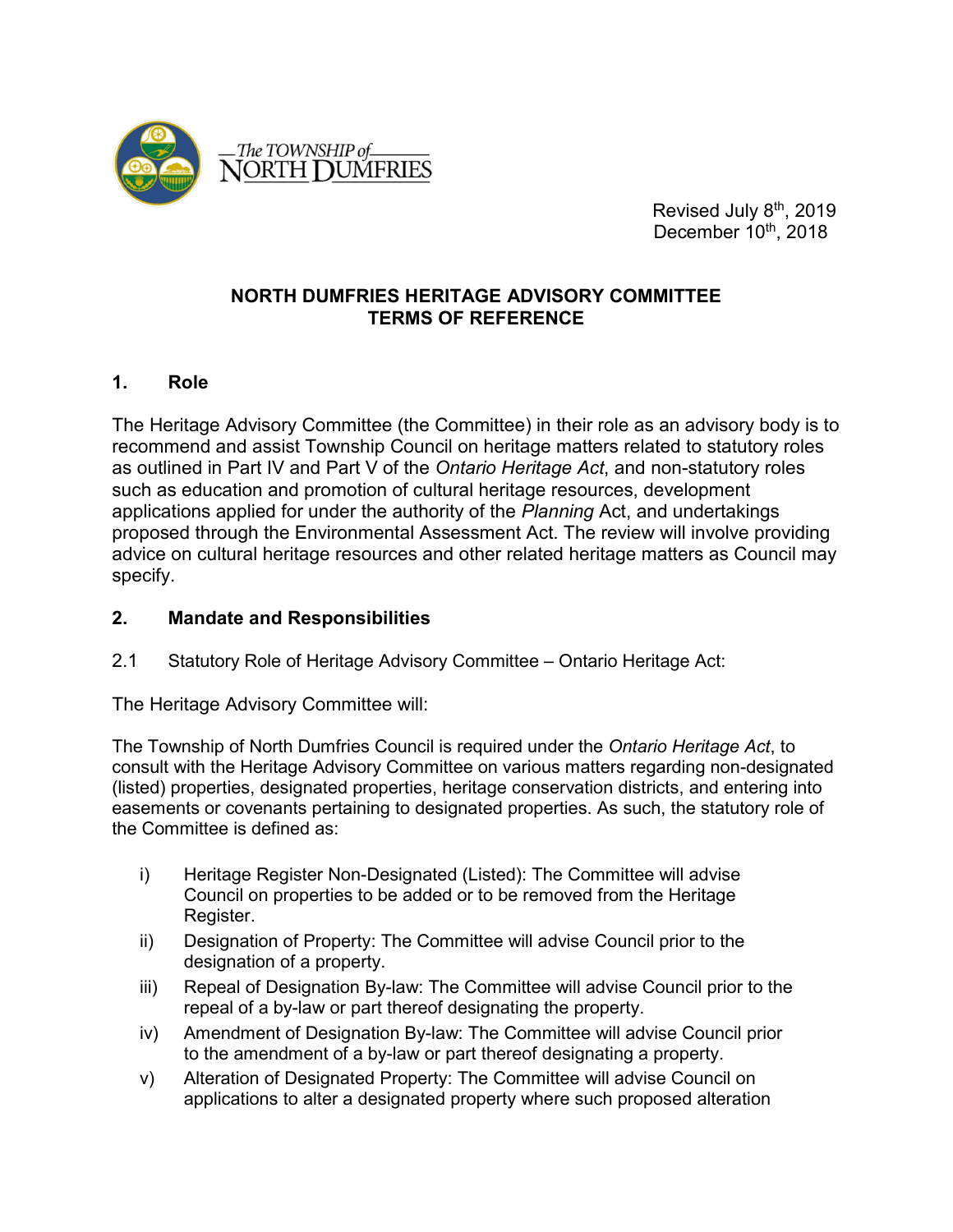The TOWNSHIP of NORTH DUMFRIES

Revised July 8th, 2019
December 10th, 2018

# NORTH DUMFRIES HERITAGE ADVISORY COMMITTEE TERMS OF REFERENCE

## 1. Role

The Heritage Advisory Committee (the Committee) in their role as an advisory body is to recommend and assist Township Council on heritage matters related to statutory roles as outlined in Part IV and Part V of the *Ontario Heritage Act*, and non-statutory roles such as education and promotion of cultural heritage resources, development applications applied for under the authority of the *Planning* Act, and undertakings proposed through the Environmental Assessment Act. The review will involve providing advice on cultural heritage resources and other related heritage matters as Council may specify.

## 2. Mandate and Responsibilities

2.1 Statutory Role of Heritage Advisory Committee – Ontario Heritage Act:

The Heritage Advisory Committee will:

The Township of North Dumfries Council is required under the *Ontario Heritage Act*, to consult with the Heritage Advisory Committee on various matters regarding non-designated (listed) properties, designated properties, heritage conservation districts, and entering into easements or covenants pertaining to designated properties. As such, the statutory role of the Committee is defined as:

i) Heritage Register Non-Designated (Listed): The Committee will advise Council on properties to be added or to be removed from the Heritage Register.

ii) Designation of Property: The Committee will advise Council prior to the designation of a property.

iii) Repeal of Designation By-law: The Committee will advise Council prior to the repeal of a by-law or part thereof designating the property.

iv) Amendment of Designation By-law: The Committee will advise Council prior to the amendment of a by-law or part thereof designating a property.

v) Alteration of Designated Property: The Committee will advise Council on applications to alter a designated property where such proposed alteration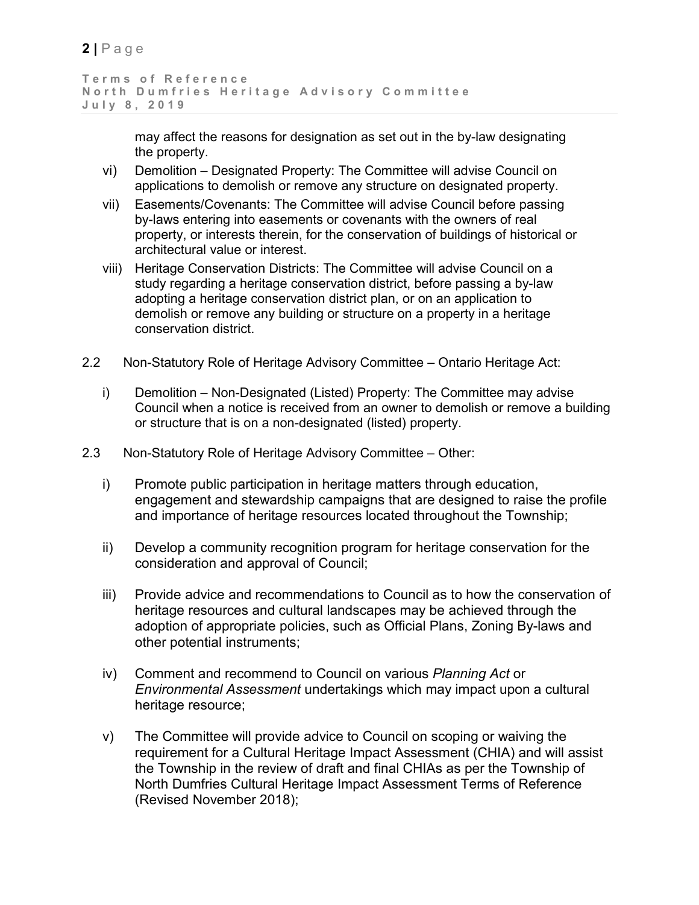may affect the reasons for designation as set out in the by-law designating the property.

vi) Demolition – Designated Property: The Committee will advise Council on applications to demolish or remove any structure on designated property.

vii) Easements/Covenants: The Committee will advise Council before passing by-laws entering into easements or covenants with the owners of real property, or interests therein, for the conservation of buildings of historical or architectural value or interest.

viii) Heritage Conservation Districts: The Committee will advise Council on a study regarding a heritage conservation district, before passing a by-law adopting a heritage conservation district plan, or on an application to demolish or remove any building or structure on a property in a heritage conservation district.

2.2 Non-Statutory Role of Heritage Advisory Committee – Ontario Heritage Act:

i) Demolition – Non-Designated (Listed) Property: The Committee may advise Council when a notice is received from an owner to demolish or remove a building or structure that is on a non-designated (listed) property.

2.3 Non-Statutory Role of Heritage Advisory Committee – Other:

i) Promote public participation in heritage matters through education, engagement and stewardship campaigns that are designed to raise the profile and importance of heritage resources located throughout the Township;

ii) Develop a community recognition program for heritage conservation for the consideration and approval of Council;

iii) Provide advice and recommendations to Council as to how the conservation of heritage resources and cultural landscapes may be achieved through the adoption of appropriate policies, such as Official Plans, Zoning By-laws and other potential instruments;

iv) Comment and recommend to Council on various *Planning Act* or *Environmental Assessment* undertakings which may impact upon a cultural heritage resource;

v) The Committee will provide advice to Council on scoping or waiving the requirement for a Cultural Heritage Impact Assessment (CHIA) and will assist the Township in the review of draft and final CHIAs as per the Township of North Dumfries Cultural Heritage Impact Assessment Terms of Reference (Revised November 2018);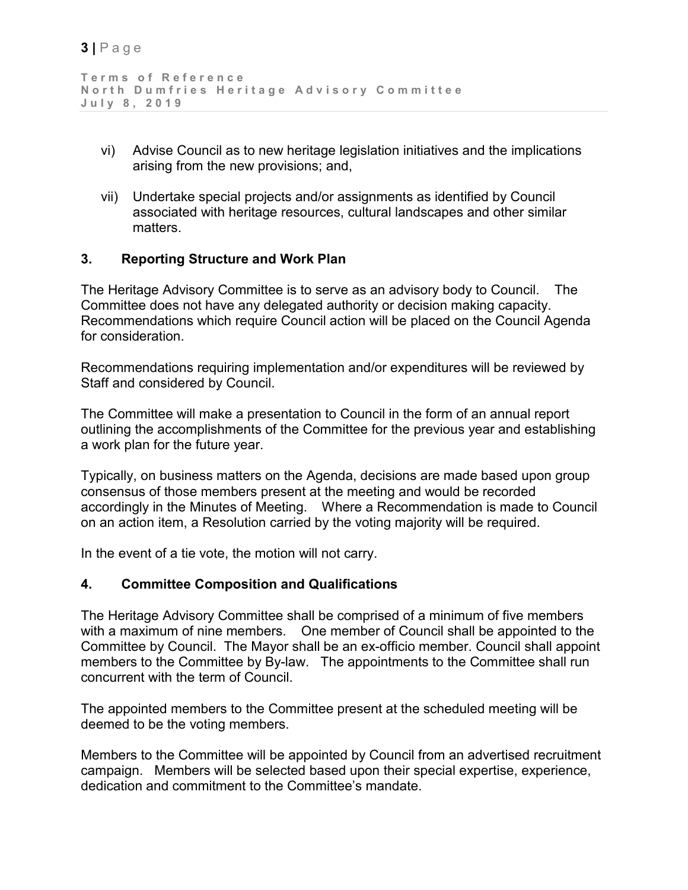vi) Advise Council as to new heritage legislation initiatives and the implications arising from the new provisions; and,

vii) Undertake special projects and/or assignments as identified by Council associated with heritage resources, cultural landscapes and other similar matters.

## 3. Reporting Structure and Work Plan

The Heritage Advisory Committee is to serve as an advisory body to Council. The Committee does not have any delegated authority or decision making capacity. Recommendations which require Council action will be placed on the Council Agenda for consideration.

Recommendations requiring implementation and/or expenditures will be reviewed by Staff and considered by Council.

The Committee will make a presentation to Council in the form of an annual report outlining the accomplishments of the Committee for the previous year and establishing a work plan for the future year.

Typically, on business matters on the Agenda, decisions are made based upon group consensus of those members present at the meeting and would be recorded accordingly in the Minutes of Meeting. Where a Recommendation is made to Council on an action item, a Resolution carried by the voting majority will be required.

In the event of a tie vote, the motion will not carry.

## 4. Committee Composition and Qualifications

The Heritage Advisory Committee shall be comprised of a minimum of five members with a maximum of nine members. One member of Council shall be appointed to the Committee by Council. The Mayor shall be an ex-officio member. Council shall appoint members to the Committee by By-law. The appointments to the Committee shall run concurrent with the term of Council.

The appointed members to the Committee present at the scheduled meeting will be deemed to be the voting members.

Members to the Committee will be appointed by Council from an advertised recruitment campaign. Members will be selected based upon their special expertise, experience, dedication and commitment to the Committee's mandate.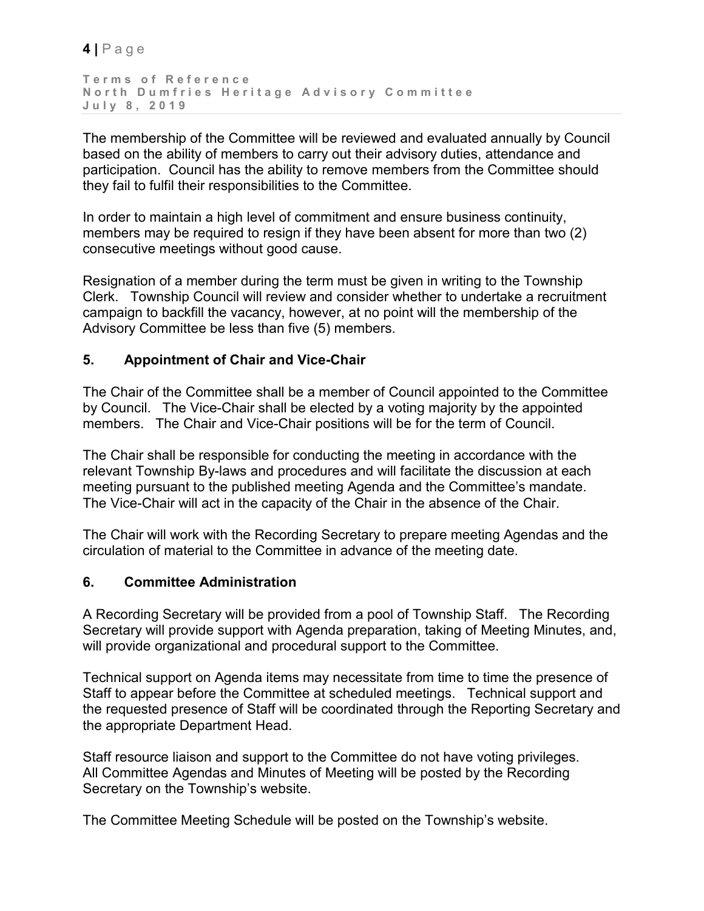The membership of the Committee will be reviewed and evaluated annually by Council based on the ability of members to carry out their advisory duties, attendance and participation. Council has the ability to remove members from the Committee should they fail to fulfil their responsibilities to the Committee.

In order to maintain a high level of commitment and ensure business continuity, members may be required to resign if they have been absent for more than two (2) consecutive meetings without good cause.

Resignation of a member during the term must be given in writing to the Township Clerk. Township Council will review and consider whether to undertake a recruitment campaign to backfill the vacancy, however, at no point will the membership of the Advisory Committee be less than five (5) members.

## 5. Appointment of Chair and Vice-Chair

The Chair of the Committee shall be a member of Council appointed to the Committee by Council. The Vice-Chair shall be elected by a voting majority by the appointed members. The Chair and Vice-Chair positions will be for the term of Council.

The Chair shall be responsible for conducting the meeting in accordance with the relevant Township By-laws and procedures and will facilitate the discussion at each meeting pursuant to the published meeting Agenda and the Committee's mandate. The Vice-Chair will act in the capacity of the Chair in the absence of the Chair.

The Chair will work with the Recording Secretary to prepare meeting Agendas and the circulation of material to the Committee in advance of the meeting date.

## 6. Committee Administration

A Recording Secretary will be provided from a pool of Township Staff. The Recording Secretary will provide support with Agenda preparation, taking of Meeting Minutes, and, will provide organizational and procedural support to the Committee.

Technical support on Agenda items may necessitate from time to time the presence of Staff to appear before the Committee at scheduled meetings. Technical support and the requested presence of Staff will be coordinated through the Reporting Secretary and the appropriate Department Head.

Staff resource liaison and support to the Committee do not have voting privileges. All Committee Agendas and Minutes of Meeting will be posted by the Recording Secretary on the Township's website.

The Committee Meeting Schedule will be posted on the Township's website.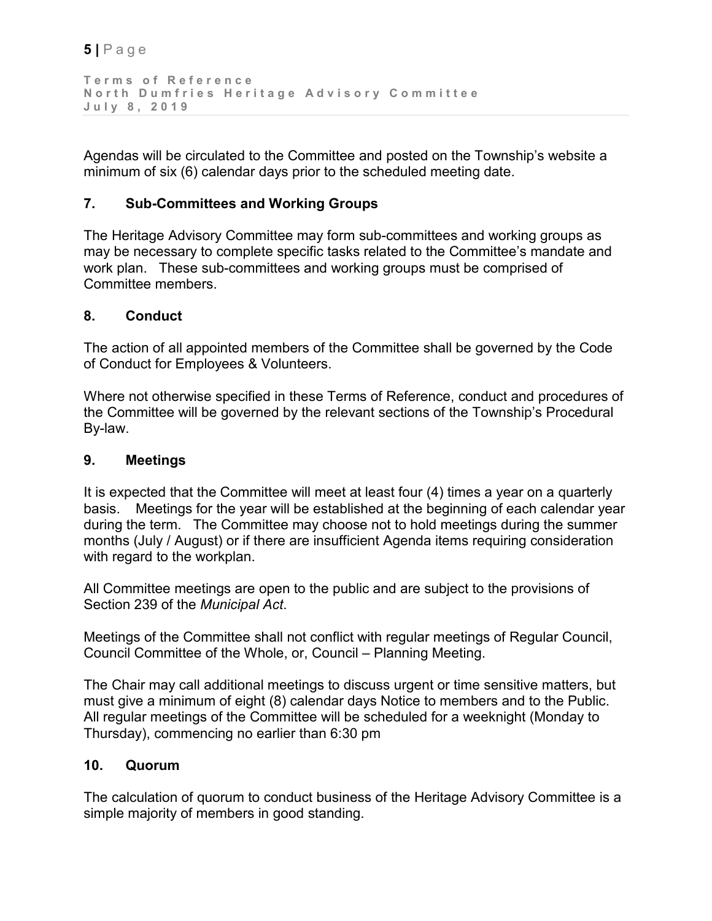Agendas will be circulated to the Committee and posted on the Township's website a minimum of six (6) calendar days prior to the scheduled meeting date.

## 7. Sub-Committees and Working Groups

The Heritage Advisory Committee may form sub-committees and working groups as may be necessary to complete specific tasks related to the Committee's mandate and work plan. These sub-committees and working groups must be comprised of Committee members.

## 8. Conduct

The action of all appointed members of the Committee shall be governed by the Code of Conduct for Employees & Volunteers.

Where not otherwise specified in these Terms of Reference, conduct and procedures of the Committee will be governed by the relevant sections of the Township's Procedural By-law.

## 9. Meetings

It is expected that the Committee will meet at least four (4) times a year on a quarterly basis. Meetings for the year will be established at the beginning of each calendar year during the term. The Committee may choose not to hold meetings during the summer months (July / August) or if there are insufficient Agenda items requiring consideration with regard to the workplan.

All Committee meetings are open to the public and are subject to the provisions of Section 239 of the *Municipal Act*.

Meetings of the Committee shall not conflict with regular meetings of Regular Council, Council Committee of the Whole, or, Council – Planning Meeting.

The Chair may call additional meetings to discuss urgent or time sensitive matters, but must give a minimum of eight (8) calendar days Notice to members and to the Public. All regular meetings of the Committee will be scheduled for a weeknight (Monday to Thursday), commencing no earlier than 6:30 pm

## 10. Quorum

The calculation of quorum to conduct business of the Heritage Advisory Committee is a simple majority of members in good standing.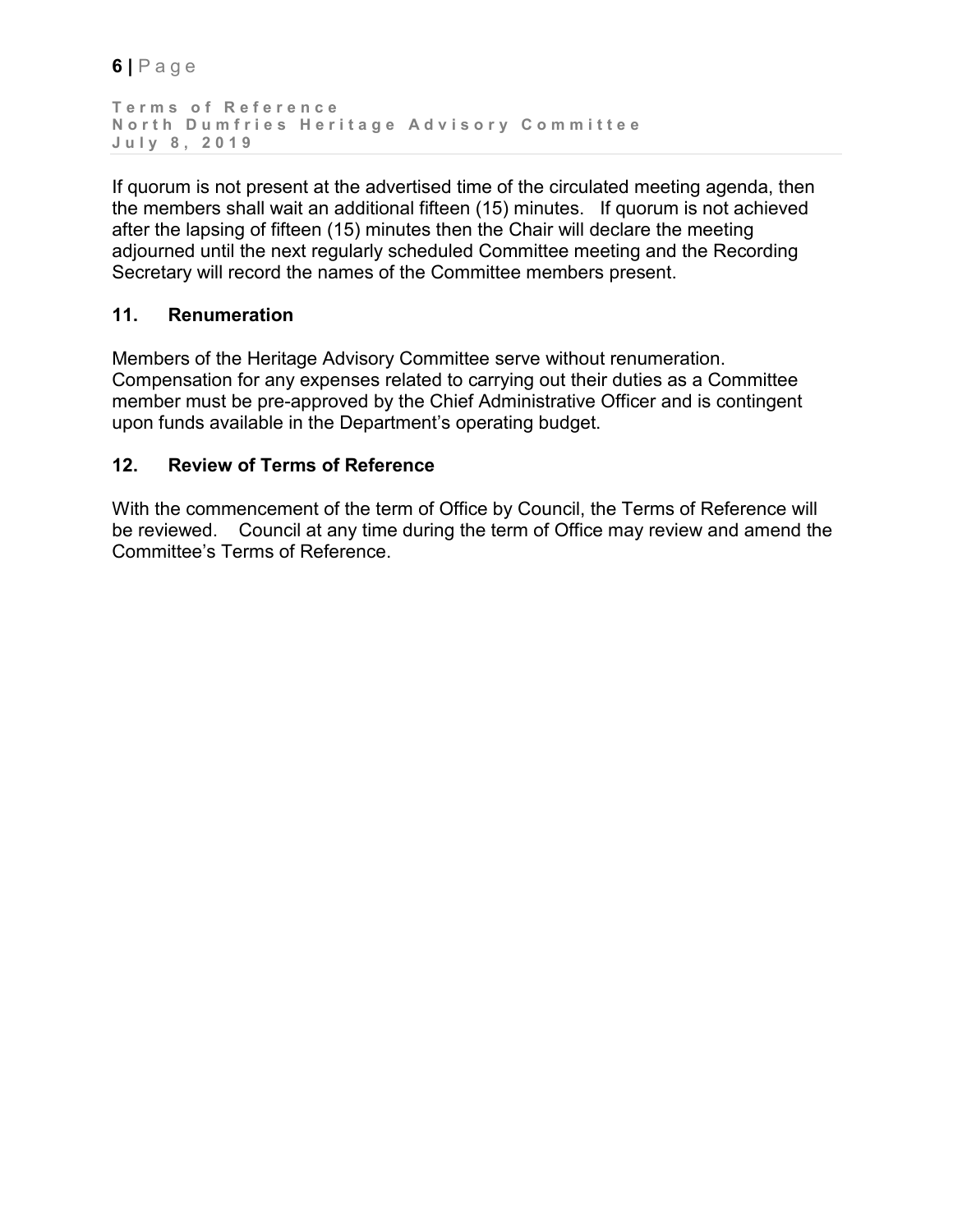If quorum is not present at the advertised time of the circulated meeting agenda, then the members shall wait an additional fifteen (15) minutes. If quorum is not achieved after the lapsing of fifteen (15) minutes then the Chair will declare the meeting adjourned until the next regularly scheduled Committee meeting and the Recording Secretary will record the names of the Committee members present.

## 11. Renumeration

Members of the Heritage Advisory Committee serve without renumeration. Compensation for any expenses related to carrying out their duties as a Committee member must be pre-approved by the Chief Administrative Officer and is contingent upon funds available in the Department's operating budget.

## 12. Review of Terms of Reference

With the commencement of the term of Office by Council, the Terms of Reference will be reviewed. Council at any time during the term of Office may review and amend the Committee's Terms of Reference.